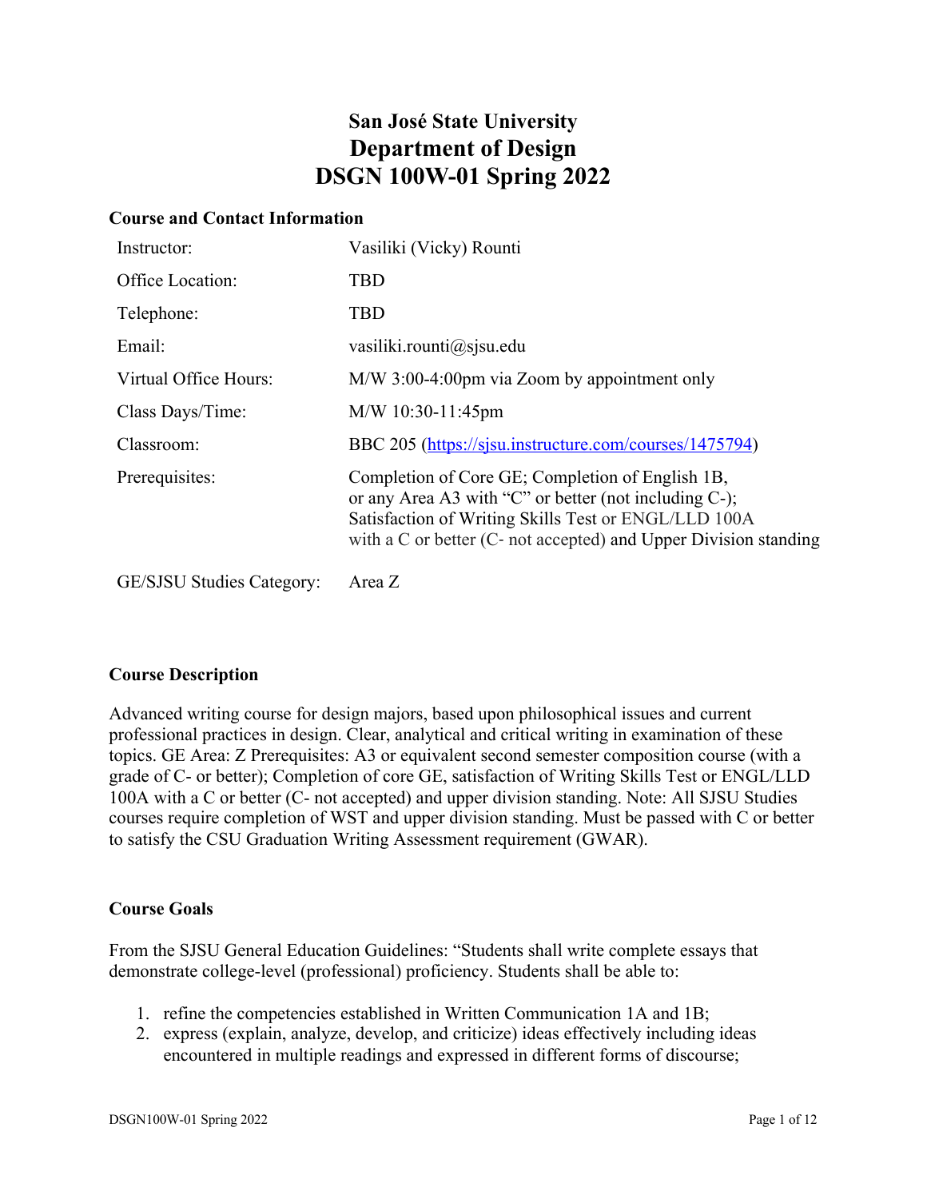# San José State University
# Department of Design
# DSGN 100W-01 Spring 2022

## Course and Contact Information

| | |
|---|---|
| Instructor: | Vasiliki (Vicky) Rounti |
| Office Location: | TBD |
| Telephone: | TBD |
| Email: | vasiliki.rounti@sjsu.edu |
| Virtual Office Hours: | M/W 3:00-4:00pm via Zoom by appointment only |
| Class Days/Time: | M/W 10:30-11:45pm |
| Classroom: | BBC 205 (https://sjsu.instructure.com/courses/1475794) |
| Prerequisites: | Completion of Core GE; Completion of English 1B, or any Area A3 with "C" or better (not including C-); Satisfaction of Writing Skills Test or ENGL/LLD 100A with a C or better (C- not accepted) and Upper Division standing |
| GE/SJSU Studies Category: | Area Z |

## Course Description

Advanced writing course for design majors, based upon philosophical issues and current professional practices in design. Clear, analytical and critical writing in examination of these topics. GE Area: Z Prerequisites: A3 or equivalent second semester composition course (with a grade of C- or better); Completion of core GE, satisfaction of Writing Skills Test or ENGL/LLD 100A with a C or better (C- not accepted) and upper division standing. Note: All SJSU Studies courses require completion of WST and upper division standing. Must be passed with C or better to satisfy the CSU Graduation Writing Assessment requirement (GWAR).

## Course Goals

From the SJSU General Education Guidelines: "Students shall write complete essays that demonstrate college-level (professional) proficiency. Students shall be able to:

1. refine the competencies established in Written Communication 1A and 1B;
2. express (explain, analyze, develop, and criticize) ideas effectively including ideas encountered in multiple readings and expressed in different forms of discourse;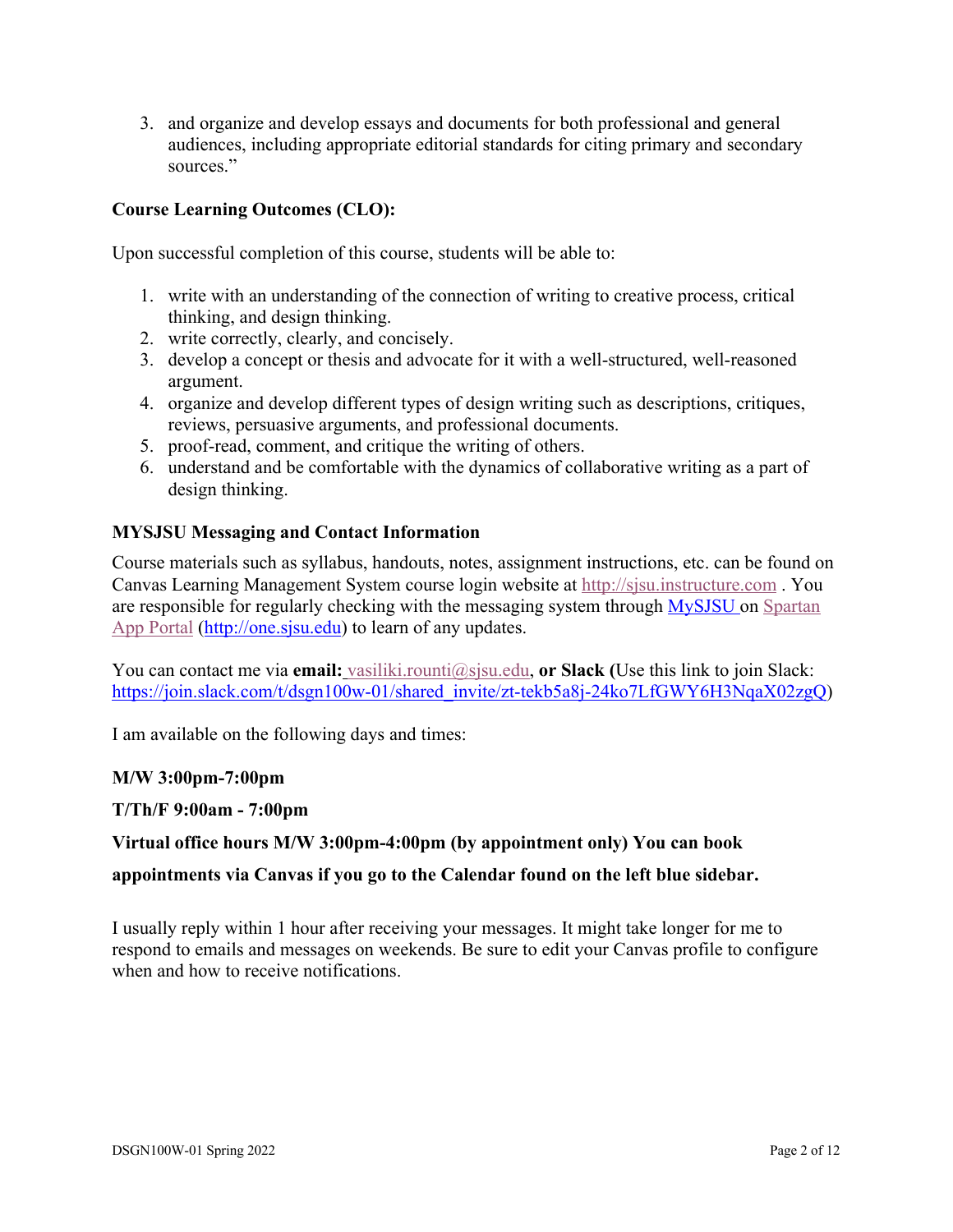3. and organize and develop essays and documents for both professional and general audiences, including appropriate editorial standards for citing primary and secondary sources."

**Course Learning Outcomes (CLO):**

Upon successful completion of this course, students will be able to:

1. write with an understanding of the connection of writing to creative process, critical thinking, and design thinking.
2. write correctly, clearly, and concisely.
3. develop a concept or thesis and advocate for it with a well-structured, well-reasoned argument.
4. organize and develop different types of design writing such as descriptions, critiques, reviews, persuasive arguments, and professional documents.
5. proof-read, comment, and critique the writing of others.
6. understand and be comfortable with the dynamics of collaborative writing as a part of design thinking.

**MYSJSU Messaging and Contact Information**

Course materials such as syllabus, handouts, notes, assignment instructions, etc. can be found on Canvas Learning Management System course login website at http://sjsu.instructure.com . You are responsible for regularly checking with the messaging system through MySJSU on Spartan App Portal (http://one.sjsu.edu) to learn of any updates.

You can contact me via **email:** vasiliki.rounti@sjsu.edu, **or Slack (**Use this link to join Slack: https://join.slack.com/t/dsgn100w-01/shared_invite/zt-tekb5a8j-24ko7LfGWY6H3NqaX02zgQ)

I am available on the following days and times:

**M/W 3:00pm-7:00pm**

**T/Th/F 9:00am - 7:00pm**

**Virtual office hours M/W 3:00pm-4:00pm (by appointment only) You can book appointments via Canvas if you go to the Calendar found on the left blue sidebar.**

I usually reply within 1 hour after receiving your messages. It might take longer for me to respond to emails and messages on weekends. Be sure to edit your Canvas profile to configure when and how to receive notifications.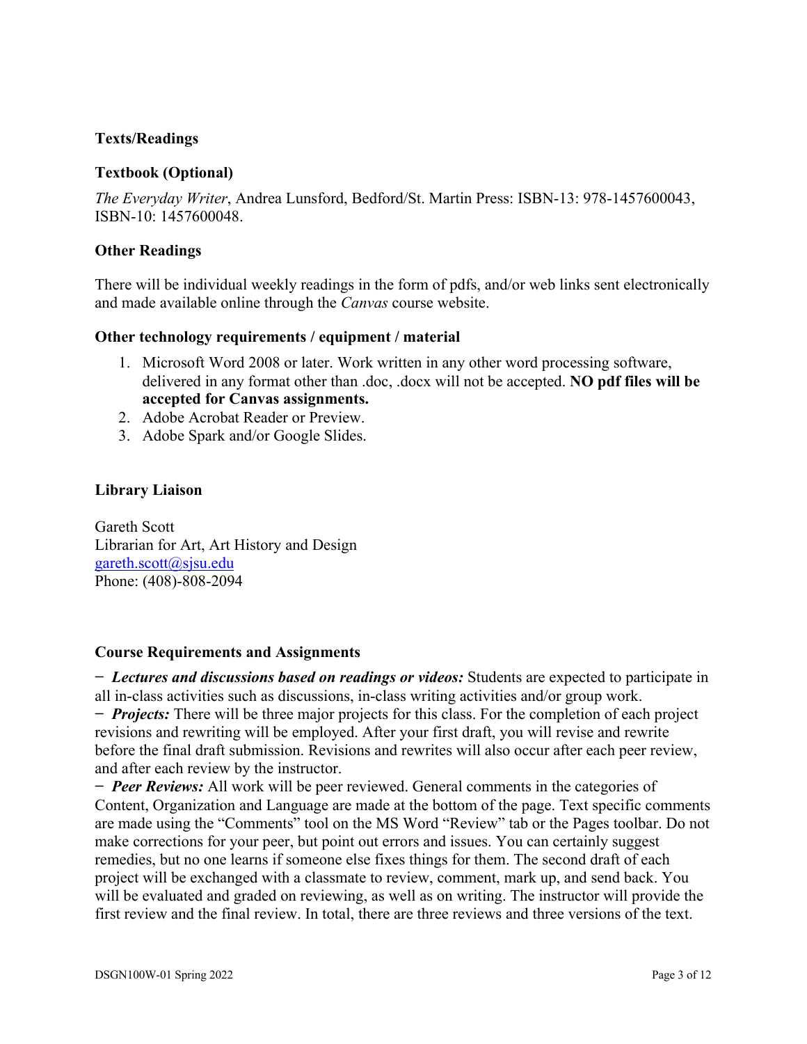### Texts/Readings

### Textbook (Optional)

*The Everyday Writer*, Andrea Lunsford, Bedford/St. Martin Press: ISBN-13: 978-1457600043, ISBN-10: 1457600048.

### Other Readings

There will be individual weekly readings in the form of pdfs, and/or web links sent electronically and made available online through the *Canvas* course website.

### Other technology requirements / equipment / material

1. Microsoft Word 2008 or later. Work written in any other word processing software, delivered in any format other than .doc, .docx will not be accepted. **NO pdf files will be accepted for Canvas assignments.**
2. Adobe Acrobat Reader or Preview.
3. Adobe Spark and/or Google Slides.

### Library Liaison

Gareth Scott
Librarian for Art, Art History and Design
gareth.scott@sjsu.edu
Phone: (408)-808-2094

### Course Requirements and Assignments

− ***Lectures and discussions based on readings or videos:*** Students are expected to participate in all in-class activities such as discussions, in-class writing activities and/or group work.
− ***Projects:*** There will be three major projects for this class. For the completion of each project revisions and rewriting will be employed. After your first draft, you will revise and rewrite before the final draft submission. Revisions and rewrites will also occur after each peer review, and after each review by the instructor.
− ***Peer Reviews:*** All work will be peer reviewed. General comments in the categories of Content, Organization and Language are made at the bottom of the page. Text specific comments are made using the "Comments" tool on the MS Word "Review" tab or the Pages toolbar. Do not make corrections for your peer, but point out errors and issues. You can certainly suggest remedies, but no one learns if someone else fixes things for them. The second draft of each project will be exchanged with a classmate to review, comment, mark up, and send back. You will be evaluated and graded on reviewing, as well as on writing. The instructor will provide the first review and the final review. In total, there are three reviews and three versions of the text.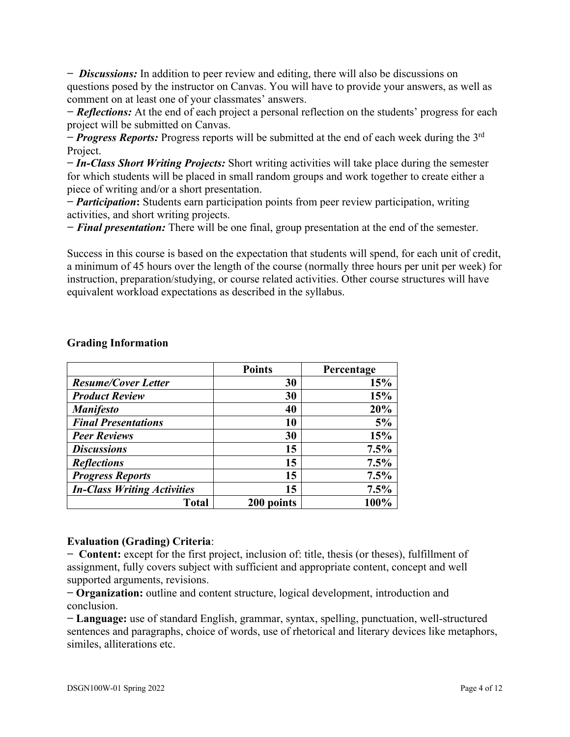− ***Discussions:*** In addition to peer review and editing, there will also be discussions on questions posed by the instructor on Canvas. You will have to provide your answers, as well as comment on at least one of your classmates' answers.

− ***Reflections:*** At the end of each project a personal reflection on the students' progress for each project will be submitted on Canvas.

− ***Progress Reports:*** Progress reports will be submitted at the end of each week during the 3rd Project.

− ***In-Class Short Writing Projects:*** Short writing activities will take place during the semester for which students will be placed in small random groups and work together to create either a piece of writing and/or a short presentation.

− ***Participation*****:** Students earn participation points from peer review participation, writing activities, and short writing projects.

− ***Final presentation:*** There will be one final, group presentation at the end of the semester.

Success in this course is based on the expectation that students will spend, for each unit of credit, a minimum of 45 hours over the length of the course (normally three hours per unit per week) for instruction, preparation/studying, or course related activities. Other course structures will have equivalent workload expectations as described in the syllabus.

## Grading Information

| | Points | Percentage |
|---|---:|---:|
| ***Resume/Cover Letter*** | **30** | **15%** |
| ***Product Review*** | **30** | **15%** |
| ***Manifesto*** | **40** | **20%** |
| ***Final Presentations*** | **10** | **5%** |
| ***Peer Reviews*** | **30** | **15%** |
| ***Discussions*** | **15** | **7.5%** |
| ***Reflections*** | **15** | **7.5%** |
| ***Progress Reports*** | **15** | **7.5%** |
| ***In-Class Writing Activities*** | **15** | **7.5%** |
| **Total** | **200 points** | **100%** |

**Evaluation (Grading) Criteria**:

− **Content:** except for the first project, inclusion of: title, thesis (or theses), fulfillment of assignment, fully covers subject with sufficient and appropriate content, concept and well supported arguments, revisions.

− **Organization:** outline and content structure, logical development, introduction and conclusion.

− **Language:** use of standard English, grammar, syntax, spelling, punctuation, well-structured sentences and paragraphs, choice of words, use of rhetorical and literary devices like metaphors, similes, alliterations etc.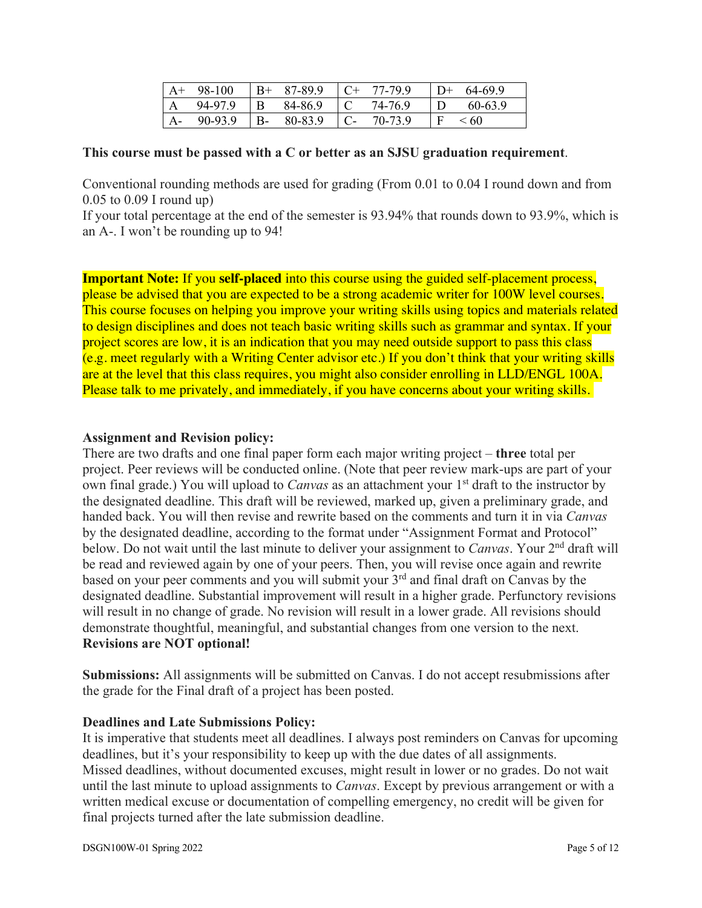| A+ 98-100 | B+ 87-89.9 | C+ 77-79.9 | D+ 64-69.9 |
|---|---|---|---|
| A 94-97.9 | B 84-86.9 | C 74-76.9 | D 60-63.9 |
| A- 90-93.9 | B- 80-83.9 | C- 70-73.9 | F < 60 |

**This course must be passed with a C or better as an SJSU graduation requirement**.

Conventional rounding methods are used for grading (From 0.01 to 0.04 I round down and from 0.05 to 0.09 I round up)
If your total percentage at the end of the semester is 93.94% that rounds down to 93.9%, which is an A-. I won't be rounding up to 94!

**Important Note:** If you **self-placed** into this course using the guided self-placement process, please be advised that you are expected to be a strong academic writer for 100W level courses. This course focuses on helping you improve your writing skills using topics and materials related to design disciplines and does not teach basic writing skills such as grammar and syntax. If your project scores are low, it is an indication that you may need outside support to pass this class (e.g. meet regularly with a Writing Center advisor etc.) If you don't think that your writing skills are at the level that this class requires, you might also consider enrolling in LLD/ENGL 100A. Please talk to me privately, and immediately, if you have concerns about your writing skills.

**Assignment and Revision policy:**
There are two drafts and one final paper form each major writing project – **three** total per project. Peer reviews will be conducted online. (Note that peer review mark-ups are part of your own final grade.) You will upload to *Canvas* as an attachment your 1st draft to the instructor by the designated deadline. This draft will be reviewed, marked up, given a preliminary grade, and handed back. You will then revise and rewrite based on the comments and turn it in via *Canvas* by the designated deadline, according to the format under "Assignment Format and Protocol" below. Do not wait until the last minute to deliver your assignment to *Canvas*. Your 2nd draft will be read and reviewed again by one of your peers. Then, you will revise once again and rewrite based on your peer comments and you will submit your 3rd and final draft on Canvas by the designated deadline. Substantial improvement will result in a higher grade. Perfunctory revisions will result in no change of grade. No revision will result in a lower grade. All revisions should demonstrate thoughtful, meaningful, and substantial changes from one version to the next.
**Revisions are NOT optional!**

**Submissions:** All assignments will be submitted on Canvas. I do not accept resubmissions after the grade for the Final draft of a project has been posted.

**Deadlines and Late Submissions Policy:**
It is imperative that students meet all deadlines. I always post reminders on Canvas for upcoming deadlines, but it's your responsibility to keep up with the due dates of all assignments.
Missed deadlines, without documented excuses, might result in lower or no grades. Do not wait until the last minute to upload assignments to *Canvas*. Except by previous arrangement or with a written medical excuse or documentation of compelling emergency, no credit will be given for final projects turned after the late submission deadline.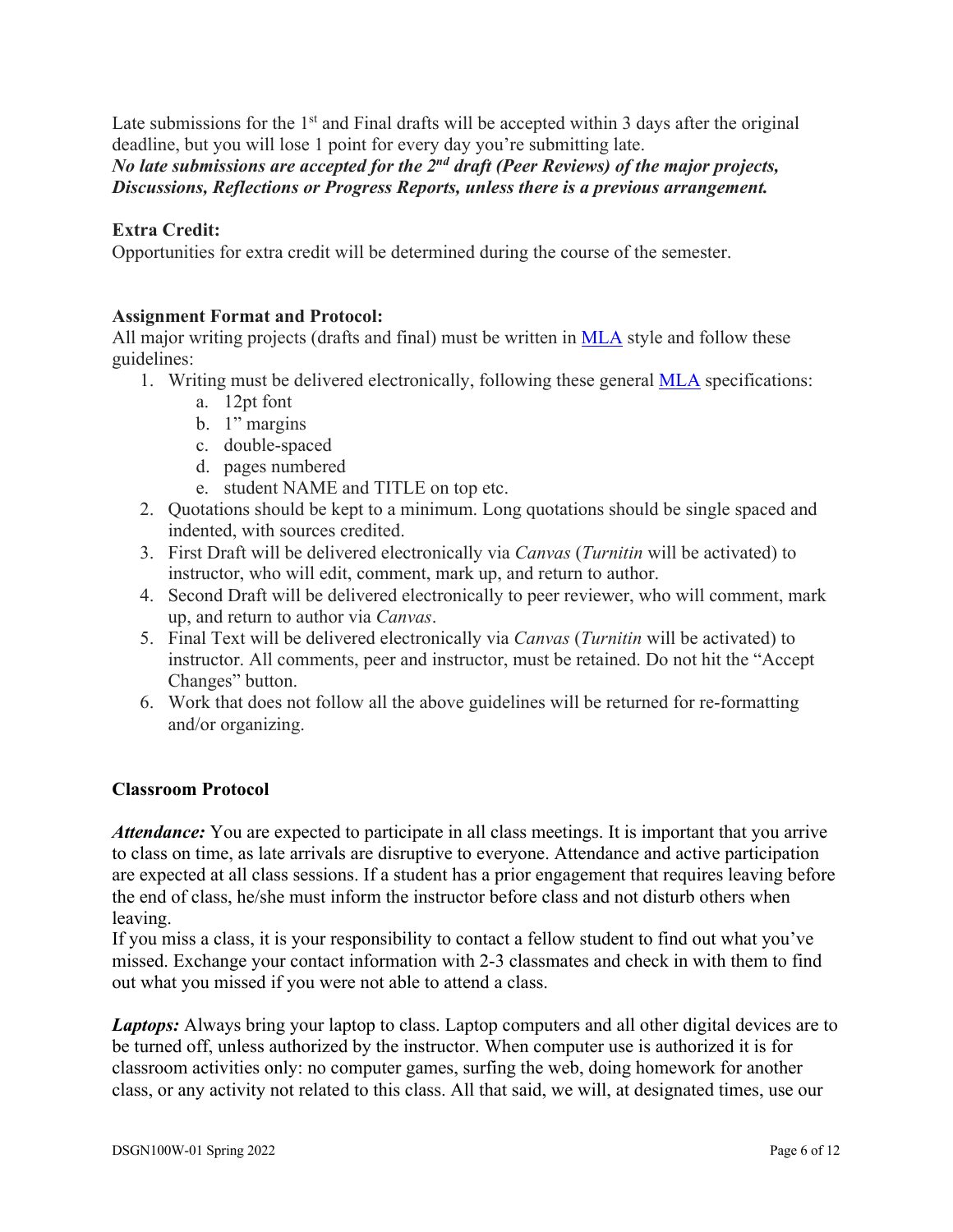Late submissions for the 1st and Final drafts will be accepted within 3 days after the original deadline, but you will lose 1 point for every day you're submitting late.
***No late submissions are accepted for the 2nd draft (Peer Reviews) of the major projects, Discussions, Reflections or Progress Reports, unless there is a previous arrangement.***

**Extra Credit:**
Opportunities for extra credit will be determined during the course of the semester.

**Assignment Format and Protocol:**
All major writing projects (drafts and final) must be written in MLA style and follow these guidelines:

1. Writing must be delivered electronically, following these general MLA specifications:
    a. 12pt font
    b. 1" margins
    c. double-spaced
    d. pages numbered
    e. student NAME and TITLE on top etc.
2. Quotations should be kept to a minimum. Long quotations should be single spaced and indented, with sources credited.
3. First Draft will be delivered electronically via *Canvas* (*Turnitin* will be activated) to instructor, who will edit, comment, mark up, and return to author.
4. Second Draft will be delivered electronically to peer reviewer, who will comment, mark up, and return to author via *Canvas*.
5. Final Text will be delivered electronically via *Canvas* (*Turnitin* will be activated) to instructor. All comments, peer and instructor, must be retained. Do not hit the "Accept Changes" button.
6. Work that does not follow all the above guidelines will be returned for re-formatting and/or organizing.

**Classroom Protocol**

***Attendance:*** You are expected to participate in all class meetings. It is important that you arrive to class on time, as late arrivals are disruptive to everyone. Attendance and active participation are expected at all class sessions. If a student has a prior engagement that requires leaving before the end of class, he/she must inform the instructor before class and not disturb others when leaving.
If you miss a class, it is your responsibility to contact a fellow student to find out what you've missed. Exchange your contact information with 2-3 classmates and check in with them to find out what you missed if you were not able to attend a class.

***Laptops:*** Always bring your laptop to class. Laptop computers and all other digital devices are to be turned off, unless authorized by the instructor. When computer use is authorized it is for classroom activities only: no computer games, surfing the web, doing homework for another class, or any activity not related to this class. All that said, we will, at designated times, use our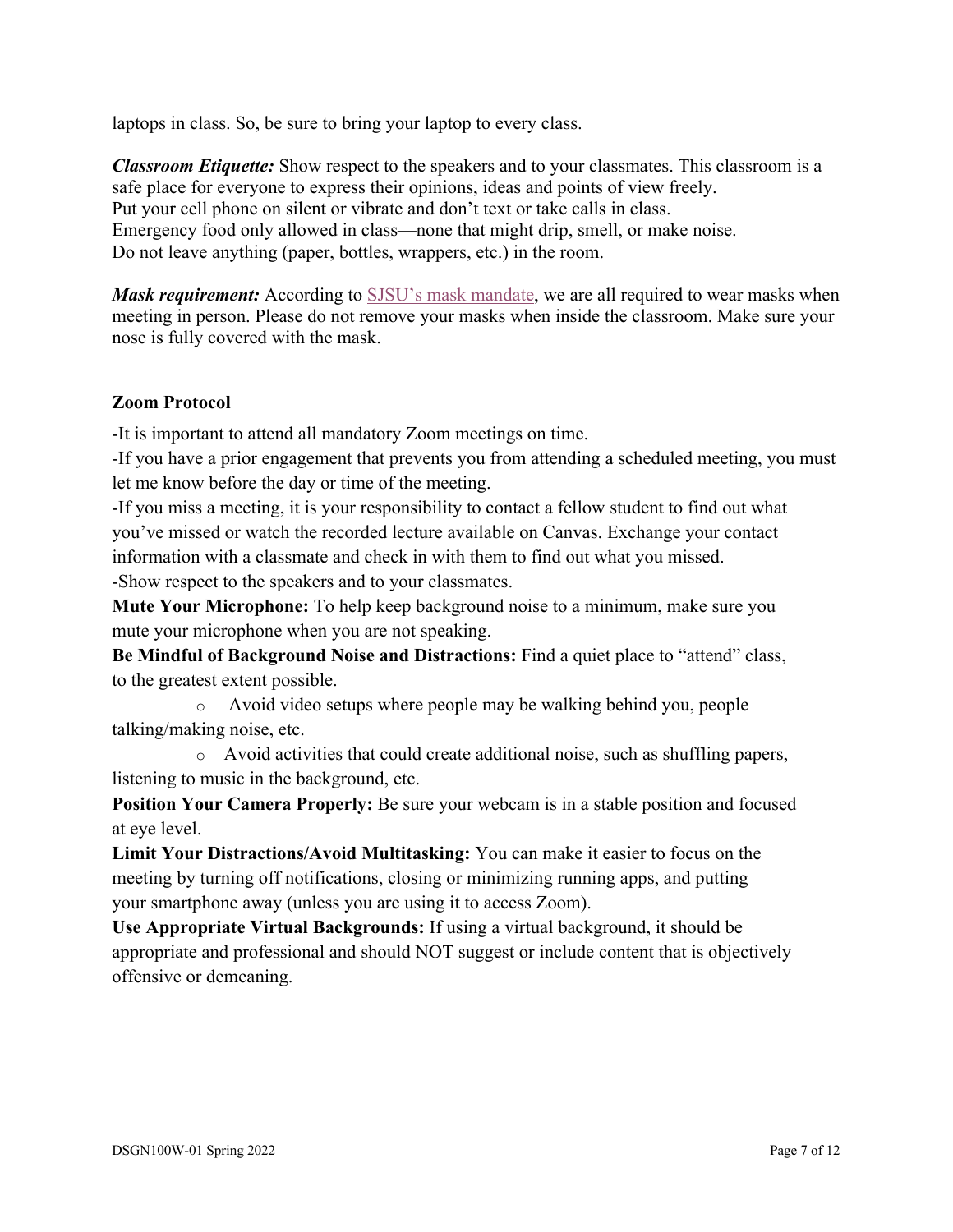laptops in class. So, be sure to bring your laptop to every class.

***Classroom Etiquette:*** Show respect to the speakers and to your classmates. This classroom is a safe place for everyone to express their opinions, ideas and points of view freely.
Put your cell phone on silent or vibrate and don't text or take calls in class.
Emergency food only allowed in class—none that might drip, smell, or make noise.
Do not leave anything (paper, bottles, wrappers, etc.) in the room.

***Mask requirement:*** According to SJSU's mask mandate, we are all required to wear masks when meeting in person. Please do not remove your masks when inside the classroom. Make sure your nose is fully covered with the mask.

**Zoom Protocol**

-It is important to attend all mandatory Zoom meetings on time.
-If you have a prior engagement that prevents you from attending a scheduled meeting, you must let me know before the day or time of the meeting.
-If you miss a meeting, it is your responsibility to contact a fellow student to find out what you've missed or watch the recorded lecture available on Canvas. Exchange your contact information with a classmate and check in with them to find out what you missed.
-Show respect to the speakers and to your classmates.

**Mute Your Microphone:** To help keep background noise to a minimum, make sure you mute your microphone when you are not speaking.

**Be Mindful of Background Noise and Distractions:** Find a quiet place to "attend" class, to the greatest extent possible.

- Avoid video setups where people may be walking behind you, people talking/making noise, etc.
- Avoid activities that could create additional noise, such as shuffling papers, listening to music in the background, etc.

**Position Your Camera Properly:** Be sure your webcam is in a stable position and focused at eye level.

**Limit Your Distractions/Avoid Multitasking:** You can make it easier to focus on the meeting by turning off notifications, closing or minimizing running apps, and putting your smartphone away (unless you are using it to access Zoom).

**Use Appropriate Virtual Backgrounds:** If using a virtual background, it should be appropriate and professional and should NOT suggest or include content that is objectively offensive or demeaning.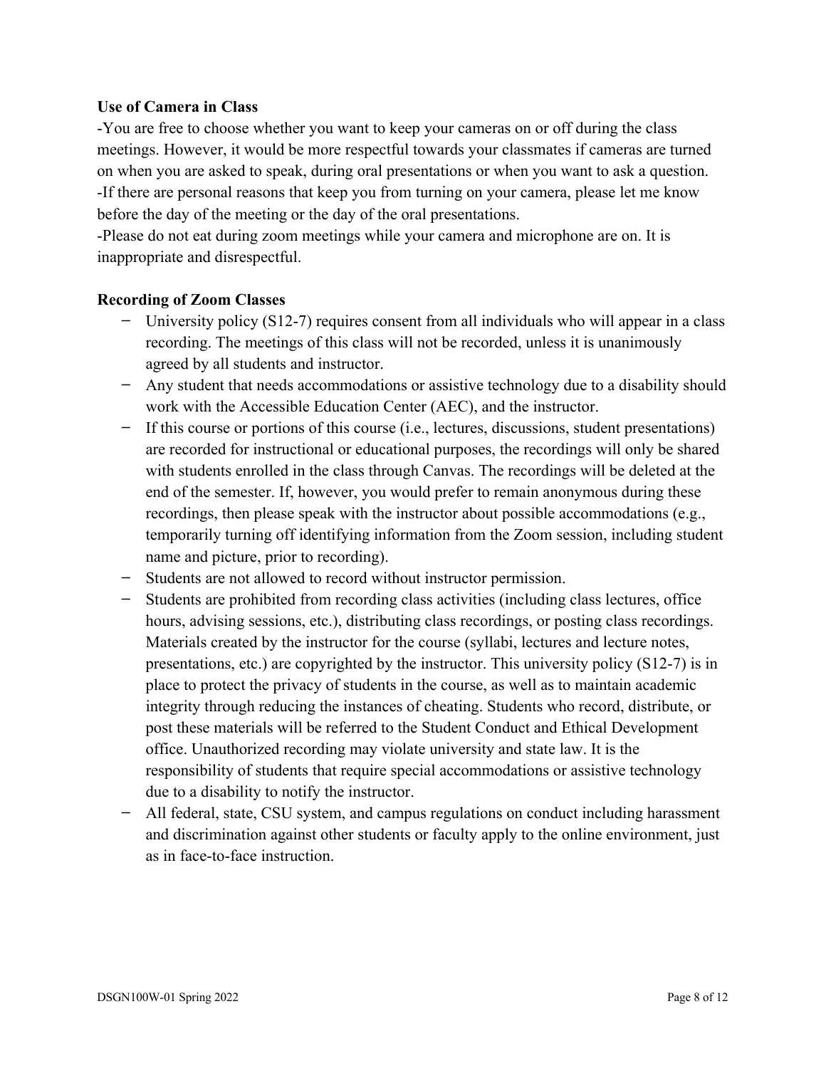**Use of Camera in Class**

-You are free to choose whether you want to keep your cameras on or off during the class meetings. However, it would be more respectful towards your classmates if cameras are turned on when you are asked to speak, during oral presentations or when you want to ask a question.
-If there are personal reasons that keep you from turning on your camera, please let me know before the day of the meeting or the day of the oral presentations.
-Please do not eat during zoom meetings while your camera and microphone are on. It is inappropriate and disrespectful.

**Recording of Zoom Classes**

- University policy (S12-7) requires consent from all individuals who will appear in a class recording. The meetings of this class will not be recorded, unless it is unanimously agreed by all students and instructor.
- Any student that needs accommodations or assistive technology due to a disability should work with the Accessible Education Center (AEC), and the instructor.
- If this course or portions of this course (i.e., lectures, discussions, student presentations) are recorded for instructional or educational purposes, the recordings will only be shared with students enrolled in the class through Canvas. The recordings will be deleted at the end of the semester. If, however, you would prefer to remain anonymous during these recordings, then please speak with the instructor about possible accommodations (e.g., temporarily turning off identifying information from the Zoom session, including student name and picture, prior to recording).
- Students are not allowed to record without instructor permission.
- Students are prohibited from recording class activities (including class lectures, office hours, advising sessions, etc.), distributing class recordings, or posting class recordings. Materials created by the instructor for the course (syllabi, lectures and lecture notes, presentations, etc.) are copyrighted by the instructor. This university policy (S12-7) is in place to protect the privacy of students in the course, as well as to maintain academic integrity through reducing the instances of cheating. Students who record, distribute, or post these materials will be referred to the Student Conduct and Ethical Development office. Unauthorized recording may violate university and state law. It is the responsibility of students that require special accommodations or assistive technology due to a disability to notify the instructor.
- All federal, state, CSU system, and campus regulations on conduct including harassment and discrimination against other students or faculty apply to the online environment, just as in face-to-face instruction.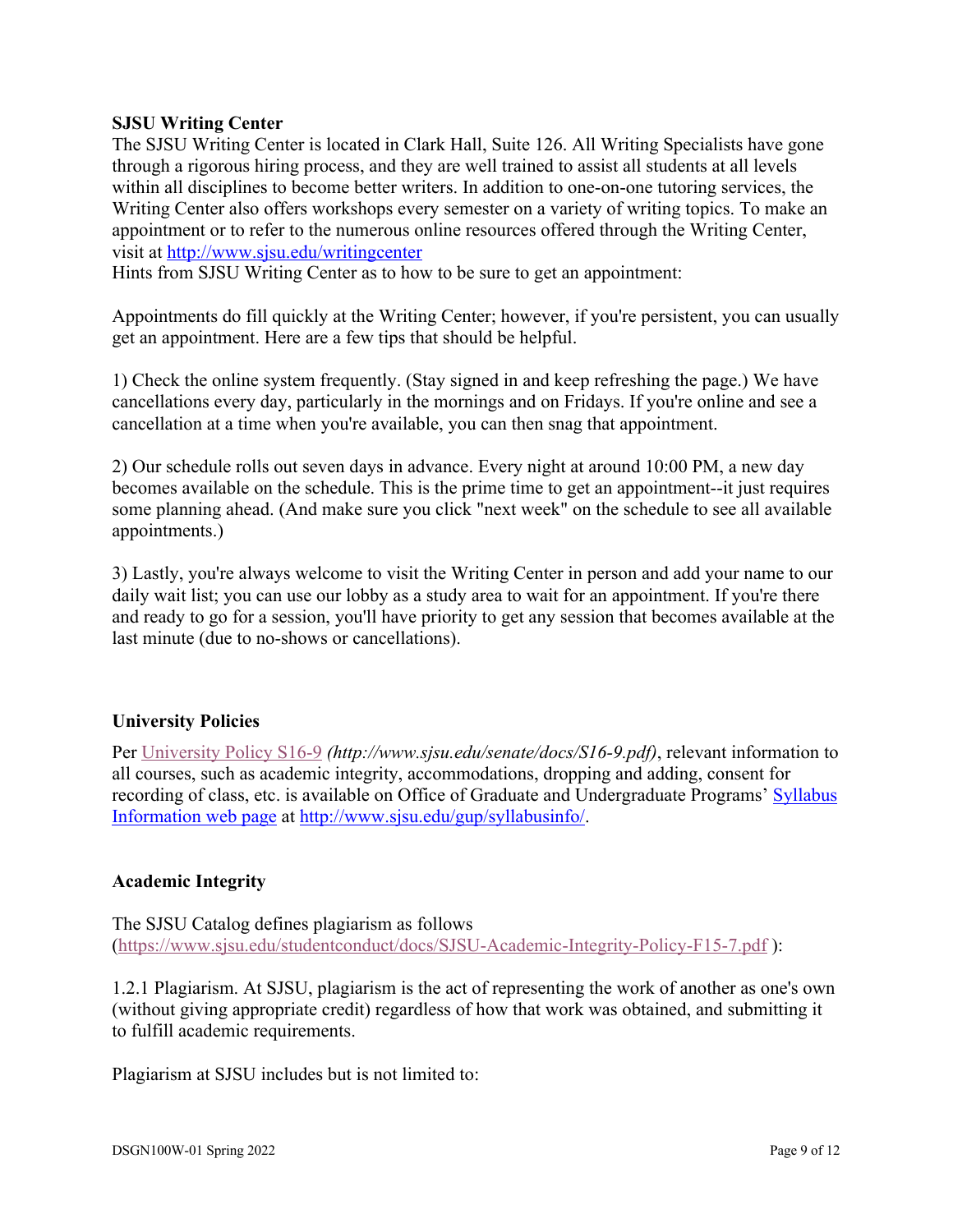**SJSU Writing Center**

The SJSU Writing Center is located in Clark Hall, Suite 126. All Writing Specialists have gone through a rigorous hiring process, and they are well trained to assist all students at all levels within all disciplines to become better writers. In addition to one-on-one tutoring services, the Writing Center also offers workshops every semester on a variety of writing topics. To make an appointment or to refer to the numerous online resources offered through the Writing Center, visit at [http://www.sjsu.edu/writingcenter](http://www.sjsu.edu/writingcenter)

Hints from SJSU Writing Center as to how to be sure to get an appointment:

Appointments do fill quickly at the Writing Center; however, if you're persistent, you can usually get an appointment. Here are a few tips that should be helpful.

1) Check the online system frequently. (Stay signed in and keep refreshing the page.) We have cancellations every day, particularly in the mornings and on Fridays. If you're online and see a cancellation at a time when you're available, you can then snag that appointment.

2) Our schedule rolls out seven days in advance. Every night at around 10:00 PM, a new day becomes available on the schedule. This is the prime time to get an appointment--it just requires some planning ahead. (And make sure you click "next week" on the schedule to see all available appointments.)

3) Lastly, you're always welcome to visit the Writing Center in person and add your name to our daily wait list; you can use our lobby as a study area to wait for an appointment. If you're there and ready to go for a session, you'll have priority to get any session that becomes available at the last minute (due to no-shows or cancellations).

**University Policies**

Per [University Policy S16-9](http://www.sjsu.edu/senate/docs/S16-9.pdf) *(http://www.sjsu.edu/senate/docs/S16-9.pdf)*, relevant information to all courses, such as academic integrity, accommodations, dropping and adding, consent for recording of class, etc. is available on Office of Graduate and Undergraduate Programs' [Syllabus Information web page](http://www.sjsu.edu/gup/syllabusinfo/) at [http://www.sjsu.edu/gup/syllabusinfo/](http://www.sjsu.edu/gup/syllabusinfo/).

**Academic Integrity**

The SJSU Catalog defines plagiarism as follows ([https://www.sjsu.edu/studentconduct/docs/SJSU-Academic-Integrity-Policy-F15-7.pdf](https://www.sjsu.edu/studentconduct/docs/SJSU-Academic-Integrity-Policy-F15-7.pdf) ):

1.2.1 Plagiarism. At SJSU, plagiarism is the act of representing the work of another as one's own (without giving appropriate credit) regardless of how that work was obtained, and submitting it to fulfill academic requirements.

Plagiarism at SJSU includes but is not limited to: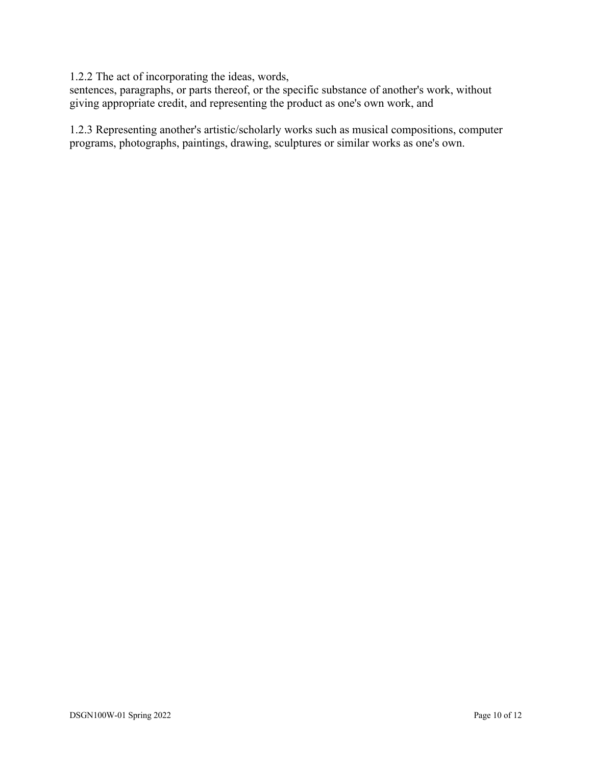1.2.2 The act of incorporating the ideas, words, sentences, paragraphs, or parts thereof, or the specific substance of another's work, without giving appropriate credit, and representing the product as one's own work, and

1.2.3 Representing another's artistic/scholarly works such as musical compositions, computer programs, photographs, paintings, drawing, sculptures or similar works as one's own.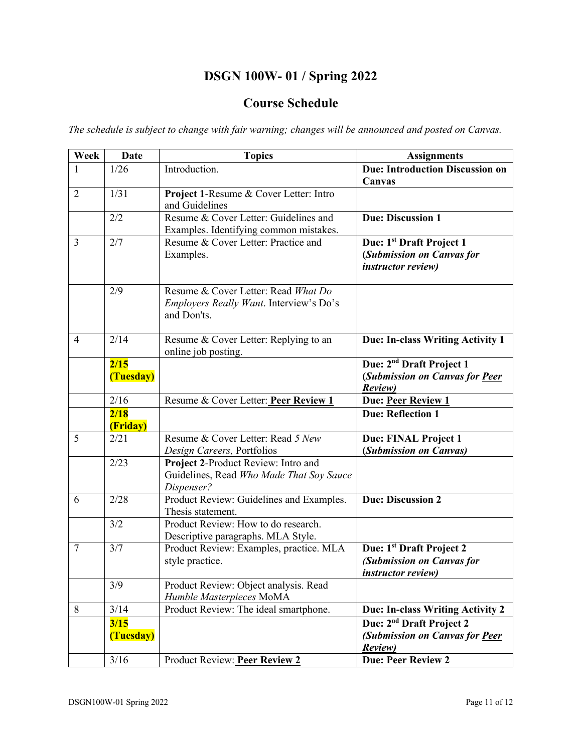# DSGN 100W- 01 / Spring 2022

## Course Schedule

*The schedule is subject to change with fair warning; changes will be announced and posted on Canvas.*

| Week | Date | Topics | Assignments |
|---|---|---|---|
| 1 | 1/26 | Introduction. | **Due: Introduction Discussion on Canvas** |
| 2 | 1/31 | **Project 1**-Resume & Cover Letter: Intro and Guidelines | |
| | 2/2 | Resume & Cover Letter: Guidelines and Examples. Identifying common mistakes. | **Due: Discussion 1** |
| 3 | 2/7 | Resume & Cover Letter: Practice and Examples. | **Due: 1st Draft Project 1 (*Submission on Canvas for instructor review)*** |
| | 2/9 | Resume & Cover Letter: Read *What Do Employers Really Want*. Interview's Do's and Don'ts. | |
| 4 | 2/14 | Resume & Cover Letter: Replying to an online job posting. | **Due: In-class Writing Activity 1** |
| | **2/15 (Tuesday)** | | **Due: 2nd Draft Project 1 (*Submission on Canvas for Peer Review)*** |
| | 2/16 | Resume & Cover Letter: **Peer Review 1** | **Due: Peer Review 1** |
| | **2/18 (Friday)** | | **Due: Reflection 1** |
| 5 | 2/21 | Resume & Cover Letter: Read *5 New Design Careers,* Portfolios | **Due: FINAL Project 1 (*Submission on Canvas)*** |
| | 2/23 | **Project 2**-Product Review: Intro and Guidelines, Read *Who Made That Soy Sauce Dispenser?* | |
| 6 | 2/28 | Product Review: Guidelines and Examples. Thesis statement. | **Due: Discussion 2** |
| | 3/2 | Product Review: How to do research. Descriptive paragraphs. MLA Style. | |
| 7 | 3/7 | Product Review: Examples, practice. MLA style practice. | **Due: 1st Draft Project 2 *(Submission on Canvas for instructor review)*** |
| | 3/9 | Product Review: Object analysis. Read *Humble Masterpieces* MoMA | |
| 8 | 3/14 | Product Review: The ideal smartphone. | **Due: In-class Writing Activity 2** |
| | **3/15 (Tuesday)** | | **Due: 2nd Draft Project 2 *(Submission on Canvas for Peer Review)*** |
| | 3/16 | Product Review: **Peer Review 2** | **Due: Peer Review 2** |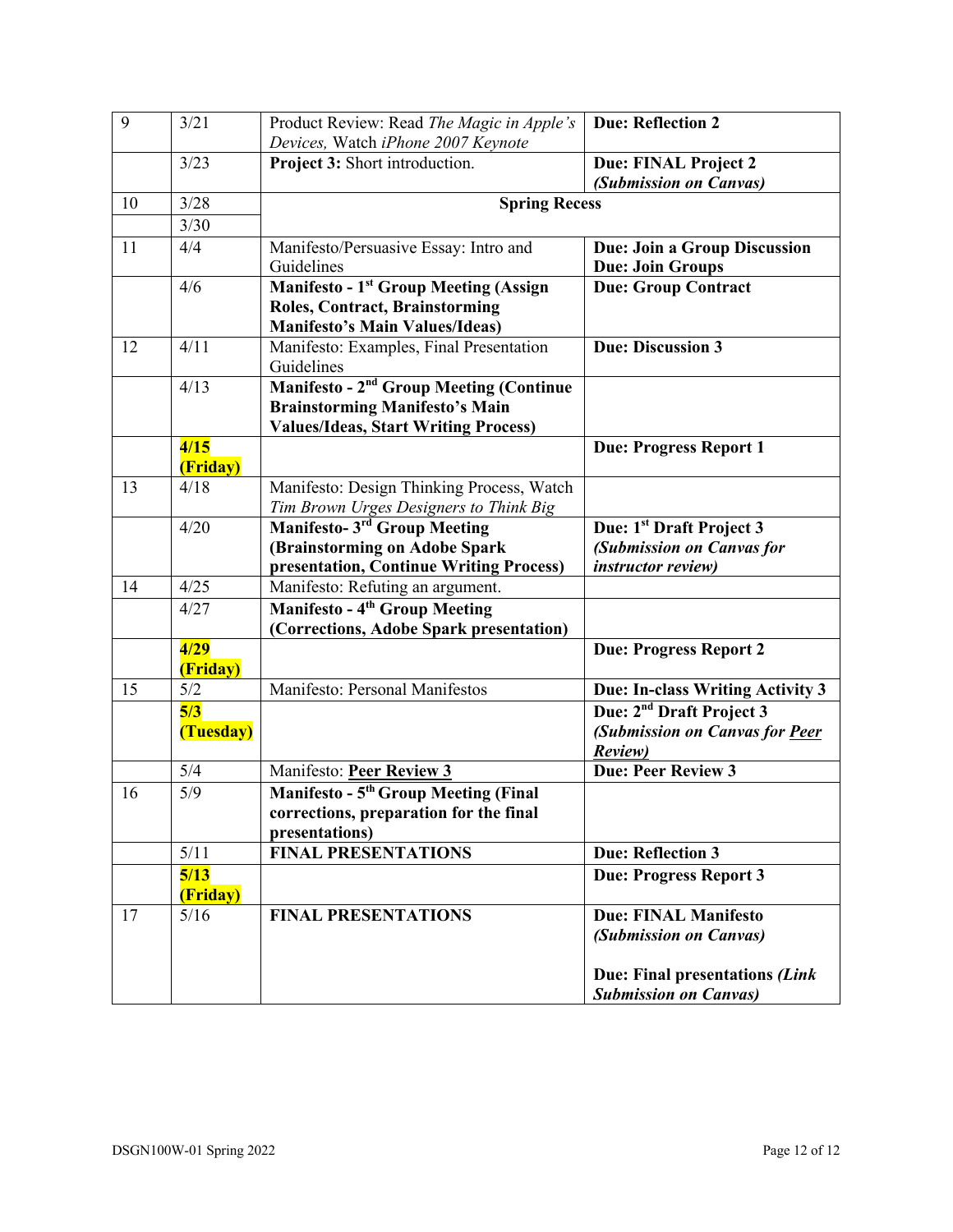| | | | |
|---|---|---|---|
| 9 | 3/21 | Product Review: Read *The Magic in Apple's Devices,* Watch *iPhone 2007 Keynote* | **Due: Reflection 2** |
| | 3/23 | **Project 3:** Short introduction. | **Due: FINAL Project 2** ***(Submission on Canvas)*** |
| 10 | 3/28 | **Spring Recess** | |
| | 3/30 | | |
| 11 | 4/4 | Manifesto/Persuasive Essay: Intro and Guidelines | **Due: Join a Group Discussion** **Due: Join Groups** |
| | 4/6 | **Manifesto - 1st Group Meeting (Assign Roles, Contract, Brainstorming Manifesto's Main Values/Ideas)** | **Due: Group Contract** |
| 12 | 4/11 | Manifesto: Examples, Final Presentation Guidelines | **Due: Discussion 3** |
| | 4/13 | **Manifesto - 2nd Group Meeting (Continue Brainstorming Manifesto's Main Values/Ideas, Start Writing Process)** | |
| | **4/15 (Friday)** | | **Due: Progress Report 1** |
| 13 | 4/18 | Manifesto: Design Thinking Process, Watch *Tim Brown Urges Designers to Think Big* | |
| | 4/20 | **Manifesto- 3rd Group Meeting (Brainstorming on Adobe Spark presentation, Continue Writing Process)** | **Due: 1st Draft Project 3** ***(Submission on Canvas for instructor review)*** |
| 14 | 4/25 | Manifesto: Refuting an argument. | |
| | 4/27 | **Manifesto - 4th Group Meeting (Corrections, Adobe Spark presentation)** | |
| | **4/29 (Friday)** | | **Due: Progress Report 2** |
| 15 | 5/2 | Manifesto: Personal Manifestos | **Due: In-class Writing Activity 3** |
| | **5/3 (Tuesday)** | | **Due: 2nd Draft Project 3** ***(Submission on Canvas for Peer Review)*** |
| | 5/4 | Manifesto: Peer Review 3 | **Due: Peer Review 3** |
| 16 | 5/9 | **Manifesto - 5th Group Meeting (Final corrections, preparation for the final presentations)** | |
| | 5/11 | **FINAL PRESENTATIONS** | **Due: Reflection 3** |
| | **5/13 (Friday)** | | **Due: Progress Report 3** |
| 17 | 5/16 | **FINAL PRESENTATIONS** | **Due: FINAL Manifesto** ***(Submission on Canvas)*** **Due: Final presentations** ***(Link Submission on Canvas)*** |